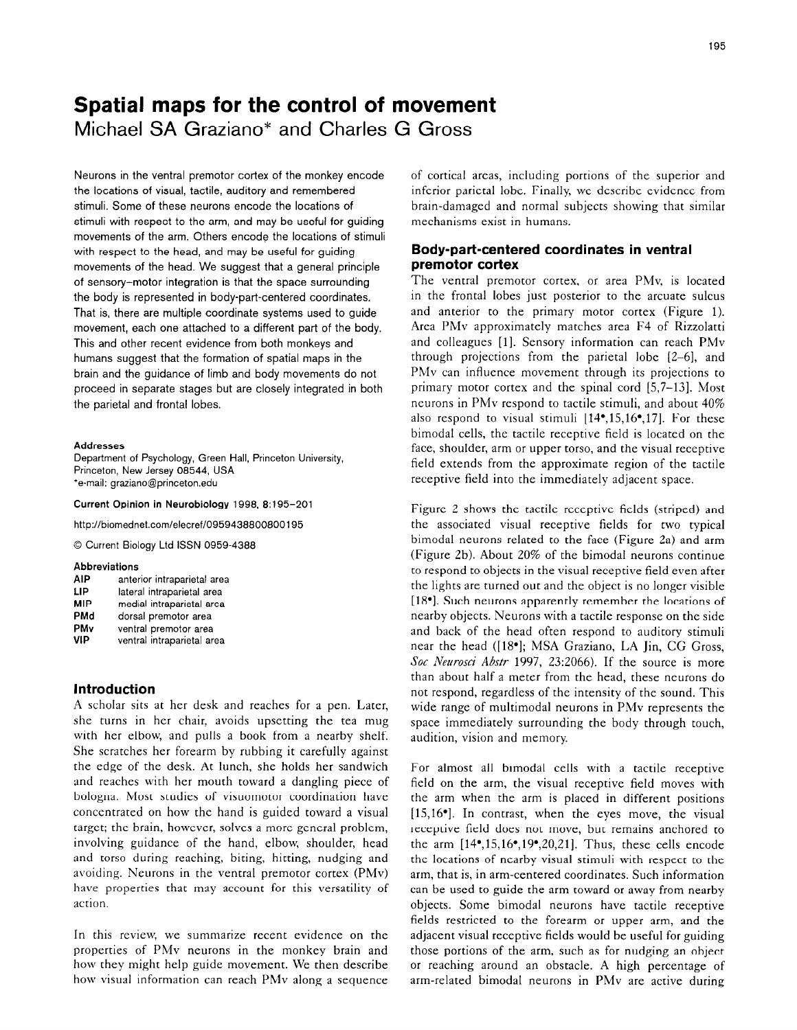# Spatial maps for the control of movement

Michael SA Graziano* and Charles G Gross

Neurons in the ventral premotor cortex of the monkey encode the locations of visual, tactile, auditory and remembered stimuli. Some of these neurons encode the locations of stimuli with respect to the arm, and may be useful for guiding movements of the arm. Others encode the locations of stimuli with respect to the head, and may be useful for guiding movements of the head. We suggest that a general principle of sensory–motor integration is that the space surrounding the body is represented in body-part-centered coordinates. That is, there are multiple coordinate systems used to guide movement, each one attached to a different part of the body. This and other recent evidence from both monkeys and humans suggest that the formation of spatial maps in the brain and the guidance of limb and body movements do not proceed in separate stages but are closely integrated in both the parietal and frontal lobes.

**Addresses**
Department of Psychology, Green Hall, Princeton University, Princeton, New Jersey 08544, USA
*e-mail: graziano@princeton.edu

**Current Opinion in Neurobiology** 1998, 8:195–201

http://biomednet.com/elecref/0959438800800195

© Current Biology Ltd ISSN 0959-4388

**Abbreviations**

| | |
|---|---|
| **AIP** | anterior intraparietal area |
| **LIP** | lateral intraparietal area |
| **MIP** | medial intraparietal area |
| **PMd** | dorsal premotor area |
| **PMv** | ventral premotor area |
| **VIP** | ventral intraparietal area |

## Introduction

A scholar sits at her desk and reaches for a pen. Later, she turns in her chair, avoids upsetting the tea mug with her elbow, and pulls a book from a nearby shelf. She scratches her forearm by rubbing it carefully against the edge of the desk. At lunch, she holds her sandwich and reaches with her mouth toward a dangling piece of bologna. Most studies of visuomotor coordination have concentrated on how the hand is guided toward a visual target; the brain, however, solves a more general problem, involving guidance of the hand, elbow, shoulder, head and torso during reaching, biting, hitting, nudging and avoiding. Neurons in the ventral premotor cortex (PMv) have properties that may account for this versatility of action.

In this review, we summarize recent evidence on the properties of PMv neurons in the monkey brain and how they might help guide movement. We then describe how visual information can reach PMv along a sequence of cortical areas, including portions of the superior and inferior parietal lobe. Finally, we describe evidence from brain-damaged and normal subjects showing that similar mechanisms exist in humans.

## Body-part-centered coordinates in ventral premotor cortex

The ventral premotor cortex, or area PMv, is located in the frontal lobes just posterior to the arcuate sulcus and anterior to the primary motor cortex (Figure 1). Area PMv approximately matches area F4 of Rizzolatti and colleagues [1]. Sensory information can reach PMv through projections from the parietal lobe [2–6], and PMv can influence movement through its projections to primary motor cortex and the spinal cord [5,7–13]. Most neurons in PMv respond to tactile stimuli, and about 40% also respond to visual stimuli [14•,15,16•,17]. For these bimodal cells, the tactile receptive field is located on the face, shoulder, arm or upper torso, and the visual receptive field extends from the approximate region of the tactile receptive field into the immediately adjacent space.

Figure 2 shows the tactile receptive fields (striped) and the associated visual receptive fields for two typical bimodal neurons related to the face (Figure 2a) and arm (Figure 2b). About 20% of the bimodal neurons continue to respond to objects in the visual receptive field even after the lights are turned out and the object is no longer visible [18•]. Such neurons apparently remember the locations of nearby objects. Neurons with a tactile response on the side and back of the head often respond to auditory stimuli near the head ([18•]; MSA Graziano, LA Jin, CG Gross, *Soc Neurosci Abstr* 1997, 23:2066). If the source is more than about half a meter from the head, these neurons do not respond, regardless of the intensity of the sound. This wide range of multimodal neurons in PMv represents the space immediately surrounding the body through touch, audition, vision and memory.

For almost all bimodal cells with a tactile receptive field on the arm, the visual receptive field moves with the arm when the arm is placed in different positions [15,16•]. In contrast, when the eyes move, the visual receptive field does not move, but remains anchored to the arm [14•,15,16•,19•,20,21]. Thus, these cells encode the locations of nearby visual stimuli with respect to the arm, that is, in arm-centered coordinates. Such information can be used to guide the arm toward or away from nearby objects. Some bimodal neurons have tactile receptive fields restricted to the forearm or upper arm, and the adjacent visual receptive fields would be useful for guiding those portions of the arm, such as for nudging an object or reaching around an obstacle. A high percentage of arm-related bimodal neurons in PMv are active during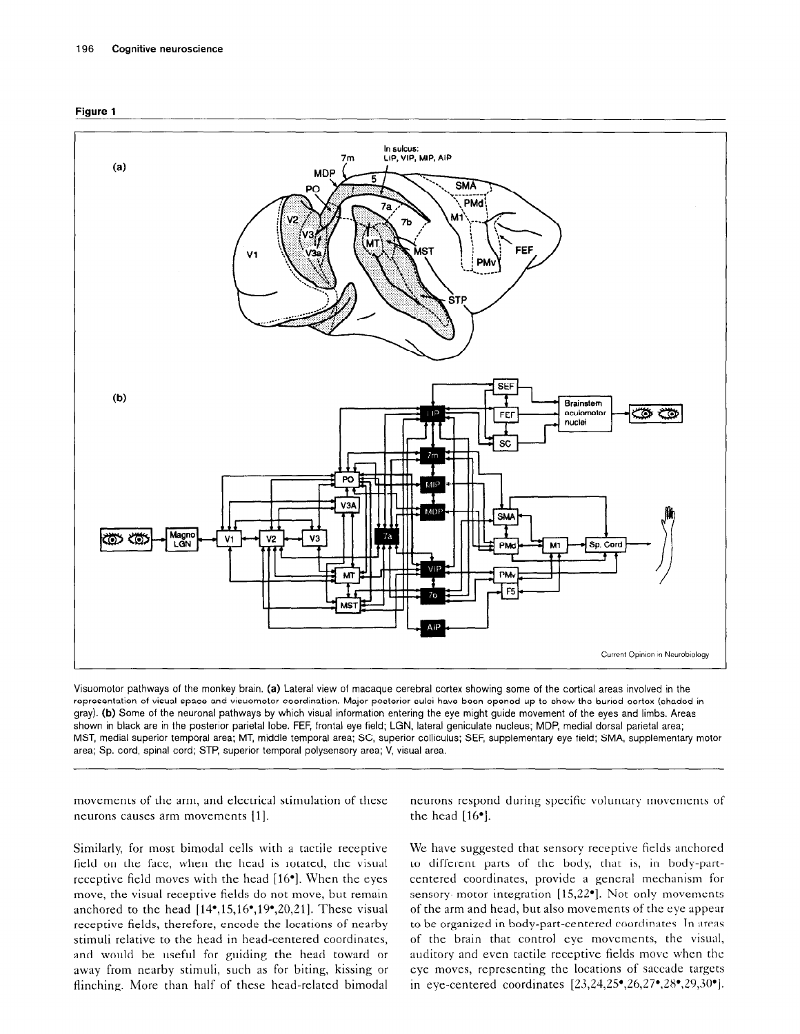**Figure 1**

Visuomotor pathways of the monkey brain. **(a)** Lateral view of macaque cerebral cortex showing some of the cortical areas involved in the representation of visual space and visuomotor coordination. Major posterior sulci have been opened up to show the buried cortex (shaded in gray). **(b)** Some of the neuronal pathways by which visual information entering the eye might guide movement of the eyes and limbs. Areas shown in black are in the posterior parietal lobe. FEF, frontal eye field; LGN, lateral geniculate nucleus; MDP, medial dorsal parietal area; MST, medial superior temporal area; MT, middle temporal area; SC, superior colliculus; SEF, supplementary eye field; SMA, supplementary motor area; Sp. cord, spinal cord; STP, superior temporal polysensory area; V, visual area.

movements of the arm, and electrical stimulation of these neurons causes arm movements [1].

Similarly, for most bimodal cells with a tactile receptive field on the face, when the head is rotated, the visual receptive field moves with the head [16•]. When the eyes move, the visual receptive fields do not move, but remain anchored to the head [14•,15,16•,19•,20,21]. These visual receptive fields, therefore, encode the locations of nearby stimuli relative to the head in head-centered coordinates, and would be useful for guiding the head toward or away from nearby stimuli, such as for biting, kissing or flinching. More than half of these head-related bimodal neurons respond during specific voluntary movements of the head [16•].

We have suggested that sensory receptive fields anchored to different parts of the body, that is, in body-part-centered coordinates, provide a general mechanism for sensory-motor integration [15,22•]. Not only movements of the arm and head, but also movements of the eye appear to be organized in body-part-centered coordinates. In areas of the brain that control eye movements, the visual, auditory and even tactile receptive fields move when the eye moves, representing the locations of saccade targets in eye-centered coordinates [23,24,25•,26,27•,28•,29,30•].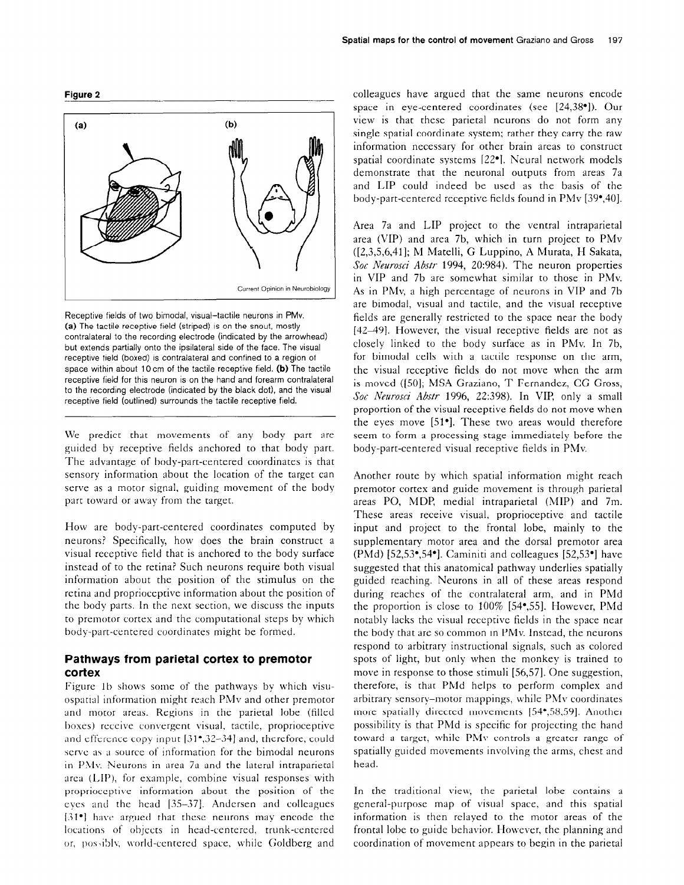**Figure 2**

Receptive fields of two bimodal, visual–tactile neurons in PMv. **(a)** The tactile receptive field (striped) is on the snout, mostly contralateral to the recording electrode (indicated by the arrowhead) but extends partially onto the ipsilateral side of the face. The visual receptive field (boxed) is contralateral and confined to a region of space within about 10 cm of the tactile receptive field. **(b)** The tactile receptive field for this neuron is on the hand and forearm contralateral to the recording electrode (indicated by the black dot), and the visual receptive field (outlined) surrounds the tactile receptive field.

We predict that movements of any body part are guided by receptive fields anchored to that body part. The advantage of body-part-centered coordinates is that sensory information about the location of the target can serve as a motor signal, guiding movement of the body part toward or away from the target.

How are body-part-centered coordinates computed by neurons? Specifically, how does the brain construct a visual receptive field that is anchored to the body surface instead of to the retina? Such neurons require both visual information about the position of the stimulus on the retina and proprioceptive information about the position of the body parts. In the next section, we discuss the inputs to premotor cortex and the computational steps by which body-part-centered coordinates might be formed.

## Pathways from parietal cortex to premotor cortex

Figure 1b shows some of the pathways by which visuospatial information might reach PMv and other premotor and motor areas. Regions in the parietal lobe (filled boxes) receive convergent visual, tactile, proprioceptive and efference copy input [31•,32–34] and, therefore, could serve as a source of information for the bimodal neurons in PMv. Neurons in area 7a and the lateral intraparietal area (LIP), for example, combine visual responses with proprioceptive information about the position of the eyes and the head [35–37]. Andersen and colleagues [31•] have argued that these neurons may encode the locations of objects in head-centered, trunk-centered or, possibly, world-centered space, while Goldberg and colleagues have argued that the same neurons encode space in eye-centered coordinates (see [24,38•]). Our view is that these parietal neurons do not form any single spatial coordinate system; rather they carry the raw information necessary for other brain areas to construct spatial coordinate systems [22•]. Neural network models demonstrate that the neuronal outputs from areas 7a and LIP could indeed be used as the basis of the body-part-centered receptive fields found in PMv [39•,40].

Area 7a and LIP project to the ventral intraparietal area (VIP) and area 7b, which in turn project to PMv ([2,3,5,6,41]; M Matelli, G Luppino, A Murata, H Sakata, *Soc Neurosci Abstr* 1994, 20:984). The neuron properties in VIP and 7b are somewhat similar to those in PMv. As in PMv, a high percentage of neurons in VIP and 7b are bimodal, visual and tactile, and the visual receptive fields are generally restricted to the space near the body [42–49]. However, the visual receptive fields are not as closely linked to the body surface as in PMv. In 7b, for bimodal cells with a tactile response on the arm, the visual receptive fields do not move when the arm is moved ([50]; MSA Graziano, T Fernandez, CG Gross, *Soc Neurosci Abstr* 1996, 22:398). In VIP, only a small proportion of the visual receptive fields do not move when the eyes move [51•]. These two areas would therefore seem to form a processing stage immediately before the body-part-centered visual receptive fields in PMv.

Another route by which spatial information might reach premotor cortex and guide movement is through parietal areas PO, MDP, medial intraparietal (MIP) and 7m. These areas receive visual, proprioceptive and tactile input and project to the frontal lobe, mainly to the supplementary motor area and the dorsal premotor area (PMd) [52,53•,54•]. Caminiti and colleagues [52,53•] have suggested that this anatomical pathway underlies spatially guided reaching. Neurons in all of these areas respond during reaches of the contralateral arm, and in PMd the proportion is close to 100% [54•,55]. However, PMd notably lacks the visual receptive fields in the space near the body that are so common in PMv. Instead, the neurons respond to arbitrary instructional signals, such as colored spots of light, but only when the monkey is trained to move in response to those stimuli [56,57]. One suggestion, therefore, is that PMd helps to perform complex and arbitrary sensory–motor mappings, while PMv coordinates more spatially directed movements [54•,58,59]. Another possibility is that PMd is specific for projecting the hand toward a target, while PMv controls a greater range of spatially guided movements involving the arms, chest and head.

In the traditional view, the parietal lobe contains a general-purpose map of visual space, and this spatial information is then relayed to the motor areas of the frontal lobe to guide behavior. However, the planning and coordination of movement appears to begin in the parietal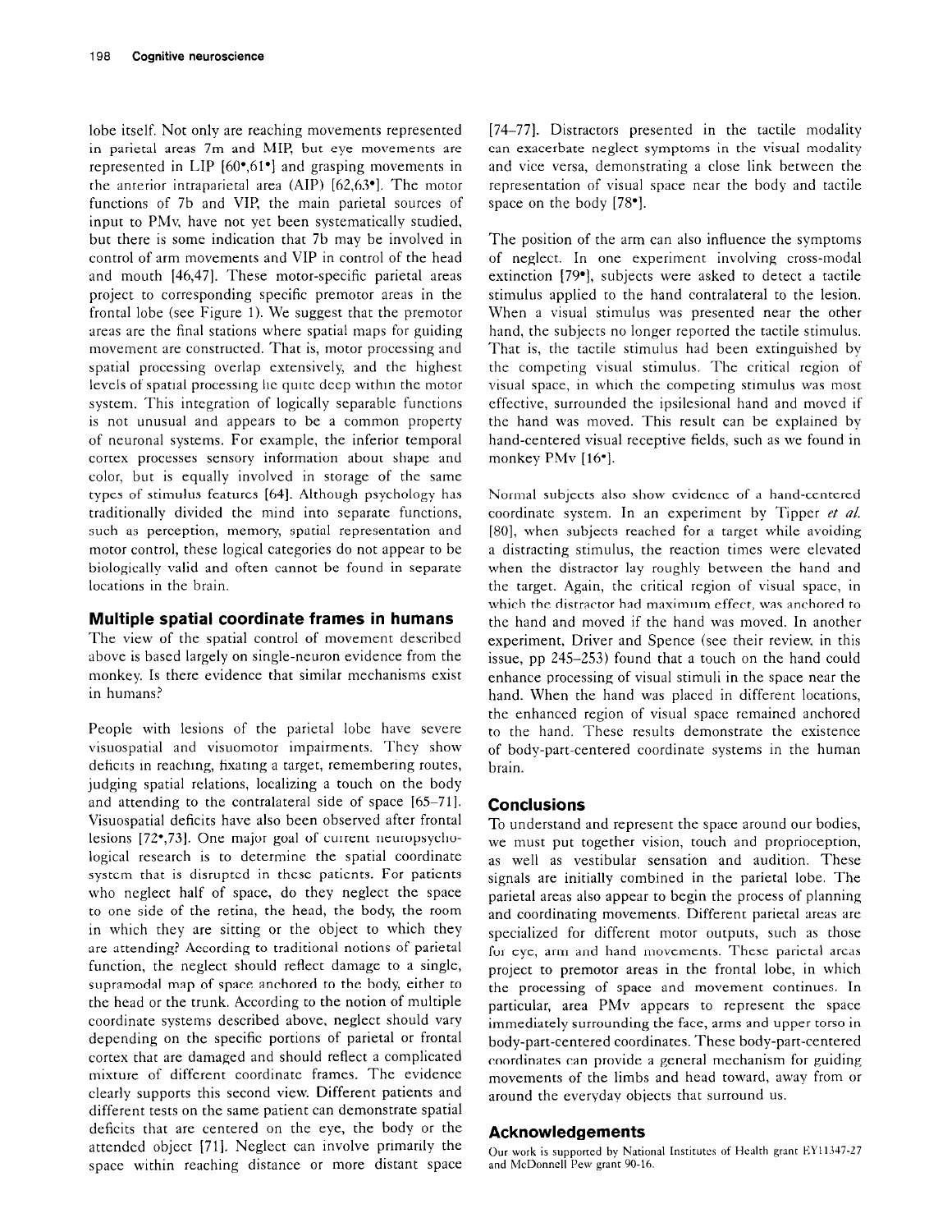lobe itself. Not only are reaching movements represented in parietal areas 7m and MIP, but eye movements are represented in LIP [60•,61•] and grasping movements in the anterior intraparietal area (AIP) [62,63•]. The motor functions of 7b and VIP, the main parietal sources of input to PMv, have not yet been systematically studied, but there is some indication that 7b may be involved in control of arm movements and VIP in control of the head and mouth [46,47]. These motor-specific parietal areas project to corresponding specific premotor areas in the frontal lobe (see Figure 1). We suggest that the premotor areas are the final stations where spatial maps for guiding movement are constructed. That is, motor processing and spatial processing overlap extensively, and the highest levels of spatial processing lie quite deep within the motor system. This integration of logically separable functions is not unusual and appears to be a common property of neuronal systems. For example, the inferior temporal cortex processes sensory information about shape and color, but is equally involved in storage of the same types of stimulus features [64]. Although psychology has traditionally divided the mind into separate functions, such as perception, memory, spatial representation and motor control, these logical categories do not appear to be biologically valid and often cannot be found in separate locations in the brain.

## Multiple spatial coordinate frames in humans

The view of the spatial control of movement described above is based largely on single-neuron evidence from the monkey. Is there evidence that similar mechanisms exist in humans?

People with lesions of the parietal lobe have severe visuospatial and visuomotor impairments. They show deficits in reaching, fixating a target, remembering routes, judging spatial relations, localizing a touch on the body and attending to the contralateral side of space [65–71]. Visuospatial deficits have also been observed after frontal lesions [72•,73]. One major goal of current neuropsychological research is to determine the spatial coordinate system that is disrupted in these patients. For patients who neglect half of space, do they neglect the space to one side of the retina, the head, the body, the room in which they are sitting or the object to which they are attending? According to traditional notions of parietal function, the neglect should reflect damage to a single, supramodal map of space anchored to the body, either to the head or the trunk. According to the notion of multiple coordinate systems described above, neglect should vary depending on the specific portions of parietal or frontal cortex that are damaged and should reflect a complicated mixture of different coordinate frames. The evidence clearly supports this second view. Different patients and different tests on the same patient can demonstrate spatial deficits that are centered on the eye, the body or the attended object [71]. Neglect can involve primarily the space within reaching distance or more distant space [74–77]. Distractors presented in the tactile modality can exacerbate neglect symptoms in the visual modality and vice versa, demonstrating a close link between the representation of visual space near the body and tactile space on the body [78•].

The position of the arm can also influence the symptoms of neglect. In one experiment involving cross-modal extinction [79•], subjects were asked to detect a tactile stimulus applied to the hand contralateral to the lesion. When a visual stimulus was presented near the other hand, the subjects no longer reported the tactile stimulus. That is, the tactile stimulus had been extinguished by the competing visual stimulus. The critical region of visual space, in which the competing stimulus was most effective, surrounded the ipsilesional hand and moved if the hand was moved. This result can be explained by hand-centered visual receptive fields, such as we found in monkey PMv [16•].

Normal subjects also show evidence of a hand-centered coordinate system. In an experiment by Tipper *et al.* [80], when subjects reached for a target while avoiding a distracting stimulus, the reaction times were elevated when the distractor lay roughly between the hand and the target. Again, the critical region of visual space, in which the distractor had maximum effect, was anchored to the hand and moved if the hand was moved. In another experiment, Driver and Spence (see their review, in this issue, pp 245–253) found that a touch on the hand could enhance processing of visual stimuli in the space near the hand. When the hand was placed in different locations, the enhanced region of visual space remained anchored to the hand. These results demonstrate the existence of body-part-centered coordinate systems in the human brain.

## Conclusions

To understand and represent the space around our bodies, we must put together vision, touch and proprioception, as well as vestibular sensation and audition. These signals are initially combined in the parietal lobe. The parietal areas also appear to begin the process of planning and coordinating movements. Different parietal areas are specialized for different motor outputs, such as those for eye, arm and hand movements. These parietal areas project to premotor areas in the frontal lobe, in which the processing of space and movement continues. In particular, area PMv appears to represent the space immediately surrounding the face, arms and upper torso in body-part-centered coordinates. These body-part-centered coordinates can provide a general mechanism for guiding movements of the limbs and head toward, away from or around the everyday objects that surround us.

## Acknowledgements

Our work is supported by National Institutes of Health grant EY11347-27 and McDonnell Pew grant 90-16.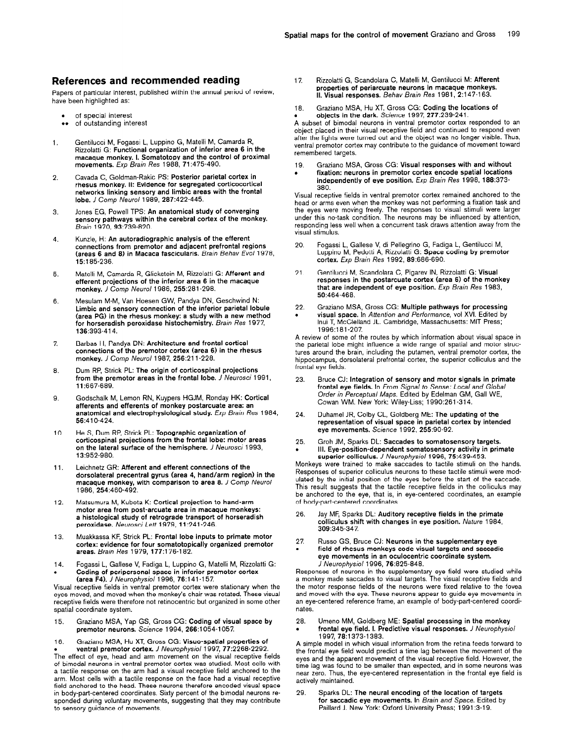## References and recommended reading

Papers of particular interest, published within the annual period of review, have been highlighted as:

- • of special interest
- •• of outstanding interest

1. Gentilucci M, Fogassi L, Luppino G, Matelli M, Camarda R, Rizzolatti G: **Functional organization of inferior area 6 in the macaque monkey. I. Somatotopy and the control of proximal movements.** *Exp Brain Res* 1988, **71**:475-490.

2. Cavada C, Goldman-Rakic PS: **Posterior parietal cortex in rhesus monkey. II: Evidence for segregated corticocortical networks linking sensory and limbic areas with the frontal lobe.** *J Comp Neurol* 1989, **287**:422-445.

3. Jones EG, Powell TPS: **An anatomical study of converging sensory pathways within the cerebral cortex of the monkey.** *Brain* 1970, **93**:739-820.

4. Kunzle, H: **An autoradiographic analysis of the efferent connections from premotor and adjacent prefrontal regions (areas 6 and 8) in Macaca fascicularis.** *Brain Behav Evol* 1978, **15**:185-236.

5. Matelli M, Camarda R, Glickstein M, Rizzolatti G: **Afferent and efferent projections of the inferior area 6 in the macaque monkey.** *J Comp Neurol* 1986, **255**:281-298.

6. Mesulam M-M, Van Hoesen GW, Pandya DN, Geschwind N: **Limbic and sensory connection of the inferior parietal lobule (area PG) in the rhesus monkey: a study with a new method for horseradish peroxidase histochemistry.** *Brain Res* 1977, **136**:393-414.

7. Barbas H, Pandya DN: **Architecture and frontal cortical connections of the premotor cortex (area 6) in the rhesus monkey.** *J Comp Neurol* 1987, **256**:211-228.

8. Dum RP, Strick PL: **The origin of corticospinal projections from the premotor areas in the frontal lobe.** *J Neurosci* 1991, **11**:667-689.

9. Godschalk M, Lemon RN, Kuypers HGJM, Ronday HK: **Cortical afferents and efferents of monkey postarcuate area: an anatomical and electrophysiological study.** *Exp Brain Res* 1984, **56**:410-424.

10. He S, Dum RP, Strick PL: **Topographic organization of corticospinal projections from the frontal lobe: motor areas on the lateral surface of the hemisphere.** *J Neurosci* 1993, **13**:952-980.

11. Leichnetz GR: **Afferent and efferent connections of the dorsolateral precentral gyrus (area 4, hand/arm region) in the macaque monkey, with comparison to area 8.** *J Comp Neurol* 1986, **254**:460-492.

12. Matsumura M, Kubota K: **Cortical projection to hand-arm motor area from post-arcuate area in macaque monkeys: a histological study of retrograde transport of horseradish peroxidase.** *Neurosci Lett* 1979, **11**:241-246.

13. Muakkassa KF, Strick PL: **Frontal lobe inputs to primate motor cortex: evidence for four somatotopically organized premotor areas.** *Brain Res* 1979, **177**:176-182.

14. • Fogassi L, Gallese V, Fadiga L, Luppino G, Matelli M, Rizzolatti G: **Coding of peripersonal space in inferior premotor cortex (area F4).** *J Neurophysiol* 1996, **76**:141-157.

Visual receptive fields in ventral premotor cortex were stationary when the eyes moved, and moved when the monkey's chair was rotated. These visual receptive fields were therefore not retinocentric but organized in some other spatial coordinate system.

15. Graziano MSA, Yap GS, Gross CG: **Coding of visual space by premotor neurons.** *Science* 1994, **266**:1054-1057.

16. • Graziano MSA, Hu XT, Gross CG: **Visuo-spatial properties of ventral premotor cortex.** *J Neurophysiol* 1997, **77**:2268-2292.

The effect of eye, head and arm movement on the visual receptive fields of bimodal neurons in ventral premotor cortex was studied. Most cells with a tactile response on the arm had a visual receptive field anchored to the arm. Most cells with a tactile response on the face had a visual receptive field anchored to the head. These neurons therefore encoded visual space in body-part-centered coordinates. Sixty percent of the bimodal neurons responded during voluntary movements, suggesting that they may contribute to sensory guidance of movements.

17. Rizzolatti G, Scandolara C, Matelli M, Gentilucci M: **Afferent properties of periarcuate neurons in macaque monkeys. II. Visual responses.** *Behav Brain Res* 1981, **2**:147-163.

18. • Graziano MSA, Hu XT, Gross CG: **Coding the locations of objects in the dark.** *Science* 1997, **277**:239-241.

A subset of bimodal neurons in ventral premotor cortex responded to an object placed in their visual receptive field and continued to respond even after the lights were turned out and the object was no longer visible. Thus, ventral premotor cortex may contribute to the guidance of movement toward remembered targets.

19. • Graziano MSA, Gross CG: **Visual responses with and without fixation: neurons in premotor cortex encode spatial locations independently of eye position.** *Exp Brain Res* 1998, **188**:373-380.

Visual receptive fields in ventral premotor cortex remained anchored to the head or arms even when the monkey was not performing a fixation task and the eyes were moving freely. The responses to visual stimuli were larger under this no-task condition. The neurons may be influenced by attention, responding less well when a concurrent task draws attention away from the visual stimulus.

20. Fogassi L, Gallese V, di Pellegrino G, Fadiga L, Gentilucci M, Luppino M, Pedotti A, Rizzolatti G: **Space coding by premotor cortex.** *Exp Brain Res* 1992, **89**:686-690.

21. Gentilucci M, Scandolara C, Pigarev IN, Rizzolatti G: **Visual responses in the postarcuate cortex (area 6) of the monkey that are independent of eye position.** *Exp Brain Res* 1983, **50**:464-468.

22. • Graziano MSA, Gross CG: **Multiple pathways for processing visual space.** In *Attention and Performance*, vol XVI. Edited by Inui T, McClelland JL. Cambridge, Massachusetts: MIT Press; 1996:181-207.

A review of some of the routes by which information about visual space in the parietal lobe might influence a wide range of spatial and motor structures around the brain, including the putamen, ventral premotor cortex, the hippocampus, dorsolateral prefrontal cortex, the superior colliculus and the frontal eye fields.

23. Bruce CJ: **Integration of sensory and motor signals in primate frontal eye fields.** In *From Signal to Sense: Local and Global Order in Perceptual Maps*. Edited by Edelman GM, Gall WE, Cowan WM. New York: Wiley-Liss; 1990:261-314.

24. Duhamel JR, Colby CL, Goldberg ME: **The updating of the representation of visual space in parietal cortex by intended eye movements.** *Science* 1992, **255**:90-92.

25. • Groh JM, Sparks DL: **Saccades to somatosensory targets. III. Eye-position-dependent somatosensory activity in primate superior colliculus.** *J Neurophysiol* 1996, **75**:439-453.

Monkeys were trained to make saccades to tactile stimuli on the hands. Responses of superior colliculus neurons to these tactile stimuli were modulated by the initial position of the eyes before the start of the saccade. This result suggests that the tactile receptive fields in the colliculus may be anchored to the eye, that is, in eye-centered coordinates, an example of body-part-centered coordinates.

26. Jay MF, Sparks DL: **Auditory receptive fields in the primate colliculus shift with changes in eye position.** *Nature* 1984, **309**:345-347.

27. • Russo GS, Bruce CJ: **Neurons in the supplementary eye field of rhesus monkeys code visual targets and saccadic eye movements in an oculocentric coordinate system.** *J Neurophysiol* 1996, **76**:825-848.

Responses of neurons in the supplementary eye field were studied while a monkey made saccades to visual targets. The visual receptive fields and the motor response fields of the neurons were fixed relative to the fovea and moved with the eye. These neurons appear to guide eye movements in an eye-centered reference frame, an example of body-part-centered coordinates.

28. • Umeno MM, Goldberg ME: **Spatial processing in the monkey frontal eye field. I. Predictive visual responses.** *J Neurophysiol* 1997, **78**:1373-1383.

A simple model in which visual information from the retina feeds forward to the frontal eye field would predict a time lag between the movement of the eyes and the apparent movement of the visual receptive field. However, the time lag was found to be smaller than expected, and in some neurons was near zero. Thus, the eye-centered representation in the frontal eye field is actively maintained.

29. Sparks DL: **The neural encoding of the location of targets for saccadic eye movements.** In *Brain and Space*. Edited by Paillard J. New York: Oxford University Press; 1991:3-19.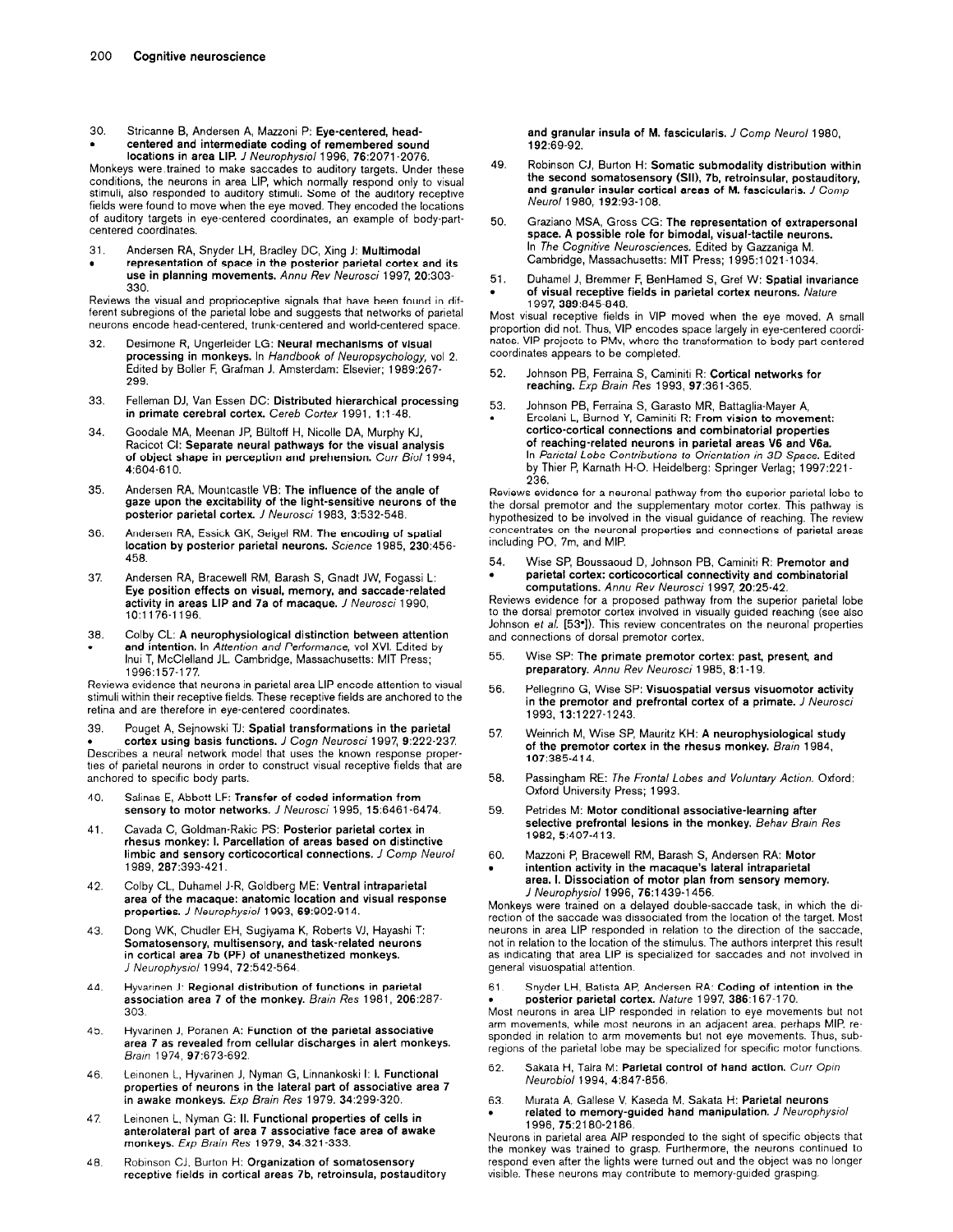30. Stricanne B, Andersen A, Mazzoni P: **Eye-centered, head-centered and intermediate coding of remembered sound locations in area LIP.** *J Neurophysiol* 1996, **76**:2071-2076.
• Monkeys were trained to make saccades to auditory targets. Under these conditions, the neurons in area LIP, which normally respond only to visual stimuli, also responded to auditory stimuli. Some of the auditory receptive fields were found to move when the eye moved. They encoded the locations of auditory targets in eye-centered coordinates, an example of body-part-centered coordinates.

31. Andersen RA, Snyder LH, Bradley DC, Xing J: **Multimodal representation of space in the posterior parietal cortex and its use in planning movements.** *Annu Rev Neurosci* 1997, **20**:303-330.
• Reviews the visual and proprioceptive signals that have been found in different subregions of the parietal lobe and suggests that networks of parietal neurons encode head-centered, trunk-centered and world-centered space.

32. Desimone R, Ungerleider LG: **Neural mechanisms of visual processing in monkeys.** In *Handbook of Neuropsychology*, vol 2. Edited by Boller F, Grafman J. Amsterdam: Elsevier; 1989:267-299.

33. Felleman DJ, Van Essen DC: **Distributed hierarchical processing in primate cerebral cortex.** *Cereb Cortex* 1991, **1**:1-48.

34. Goodale MA, Meenan JP, Bültoff H, Nicolle DA, Murphy KJ, Racicot CI: **Separate neural pathways for the visual analysis of object shape in perception and prehension.** *Curr Biol* 1994, **4**:604-610.

35. Andersen RA, Mountcastle VB: **The influence of the angle of gaze upon the excitability of the light-sensitive neurons of the posterior parietal cortex.** *J Neurosci* 1983, **3**:532-548.

36. Andersen RA, Essick GK, Seigel RM: **The encoding of spatial location by posterior parietal neurons.** *Science* 1985, **230**:456-458.

37. Andersen RA, Bracewell RM, Barash S, Gnadt JW, Fogassi L: **Eye position effects on visual, memory, and saccade-related activity in areas LIP and 7a of macaque.** *J Neurosci* 1990, **10**:1176-1196.

38. Colby CL: **A neurophysiological distinction between attention and intention.** In *Attention and Performance*, vol XVI. Edited by Inui T, McClelland JL. Cambridge, Massachusetts: MIT Press; 1996:157-177.
• Reviews evidence that neurons in parietal area LIP encode attention to visual stimuli within their receptive fields. These receptive fields are anchored to the retina and are therefore in eye-centered coordinates.

39. Pouget A, Sejnowski TJ: **Spatial transformations in the parietal cortex using basis functions.** *J Cogn Neurosci* 1997, **9**:222-237.
• Describes a neural network model that uses the known response properties of parietal neurons in order to construct visual receptive fields that are anchored to specific body parts.

40. Salinas E, Abbott LF: **Transfer of coded information from sensory to motor networks.** *J Neurosci* 1995, **15**:6461-6474.

41. Cavada C, Goldman-Rakic PS: **Posterior parietal cortex in rhesus monkey: I. Parcellation of areas based on distinctive limbic and sensory corticocortical connections.** *J Comp Neurol* 1989, **287**:393-421.

42. Colby CL, Duhamel J-R, Goldberg ME: **Ventral intraparietal area of the macaque: anatomic location and visual response properties.** *J Neurophysiol* 1993, **69**:902-914.

43. Dong WK, Chudler EH, Sugiyama K, Roberts VJ, Hayashi T: **Somatosensory, multisensory, and task-related neurons in cortical area 7b (PF) of unanesthetized monkeys.** *J Neurophysiol* 1994, **72**:542-564.

44. Hyvarinen J: **Regional distribution of functions in parietal association area 7 of the monkey.** *Brain Res* 1981, **206**:287-303.

45. Hyvarinen J, Poranen A: **Function of the parietal associative area 7 as revealed from cellular discharges in alert monkeys.** *Brain* 1974, **97**:673-692.

46. Leinonen L, Hyvarinen J, Nyman G, Linnankoski I: **I. Functional properties of neurons in the lateral part of associative area 7 in awake monkeys.** *Exp Brain Res* 1979, **34**:299-320.

47. Leinonen L, Nyman G: **II. Functional properties of cells in anterolateral part of area 7 associative face area of awake monkeys.** *Exp Brain Res* 1979, **34**:321-333.

48. Robinson CJ, Burton H: **Organization of somatosensory receptive fields in cortical areas 7b, retroinsula, postauditory and granular insula of M. fascicularis.** *J Comp Neurol* 1980, **192**:69-92.

49. Robinson CJ, Burton H: **Somatic submodality distribution within the second somatosensory (SII), 7b, retroinsular, postauditory, and granular insular cortical areas of M. fascicularis.** *J Comp Neurol* 1980, **192**:93-108.

50. Graziano MSA, Gross CG: **The representation of extrapersonal space. A possible role for bimodal, visual-tactile neurons.** In *The Cognitive Neurosciences*. Edited by Gazzaniga M. Cambridge, Massachusetts: MIT Press; 1995:1021-1034.

51. Duhamel J, Bremmer F, BenHamed S, Graf W: **Spatial invariance of visual receptive fields in parietal cortex neurons.** *Nature* 1997, **389**:845-848.
• Most visual receptive fields in VIP moved when the eye moved. A small proportion did not. Thus, VIP encodes space largely in eye-centered coordinates. VIP projects to PMv, where the transformation to body part centered coordinates appears to be completed.

52. Johnson PB, Ferraina S, Caminiti R: **Cortical networks for reaching.** *Exp Brain Res* 1993, **97**:361-365.

53. Johnson PB, Ferraina S, Garasto MR, Battaglia-Mayer A, Ercolani L, Burnod Y, Caminiti R: **From vision to movement: cortico-cortical connections and combinatorial properties of reaching-related neurons in parietal areas V6 and V6a.** In *Parietal Lobe Contributions to Orientation in 3D Space*. Edited by Thier P, Karnath H-O. Heidelberg: Springer Verlag; 1997:221-236.
• Reviews evidence for a neuronal pathway from the superior parietal lobe to the dorsal premotor and the supplementary motor cortex. This pathway is hypothesized to be involved in the visual guidance of reaching. The review concentrates on the neuronal properties and connections of parietal areas including PO, 7m, and MIP.

54. Wise SP, Boussaoud D, Johnson PB, Caminiti R: **Premotor and parietal cortex: corticocortical connectivity and combinatorial computations.** *Annu Rev Neurosci* 1997, **20**:25-42.
• Reviews evidence for a proposed pathway from the superior parietal lobe to the dorsal premotor cortex involved in visually guided reaching (see also Johnson *et al.* [53•]). This review concentrates on the neuronal properties and connections of dorsal premotor cortex.

55. Wise SP: **The primate premotor cortex: past, present, and preparatory.** *Annu Rev Neurosci* 1985, **8**:1-19.

56. Pellegrino G, Wise SP: **Visuospatial versus visuomotor activity in the premotor and prefrontal cortex of a primate.** *J Neurosci* 1993, **13**:1227-1243.

57. Weinrich M, Wise SP, Mauritz KH: **A neurophysiological study of the premotor cortex in the rhesus monkey.** *Brain* 1984, **107**:385-414.

58. Passingham RE: *The Frontal Lobes and Voluntary Action.* Oxford: Oxford University Press; 1993.

59. Petrides M: **Motor conditional associative-learning after selective prefrontal lesions in the monkey.** *Behav Brain Res* 1982, **5**:407-413.

60. Mazzoni P, Bracewell RM, Barash S, Andersen RA: **Motor intention activity in the macaque's lateral intraparietal area. I. Dissociation of motor plan from sensory memory.** *J Neurophysiol* 1996, **76**:1439-1456.
• Monkeys were trained on a delayed double-saccade task, in which the direction of the saccade was dissociated from the location of the target. Most neurons in area LIP responded in relation to the direction of the saccade, not in relation to the location of the stimulus. The authors interpret this result as indicating that area LIP is specialized for saccades and not involved in general visuospatial attention.

61. Snyder LH, Batista AP, Andersen RA: **Coding of intention in the posterior parietal cortex.** *Nature* 1997, **386**:167-170.
• Most neurons in area LIP responded in relation to eye movements but not arm movements, while most neurons in an adjacent area, perhaps MIP, responded in relation to arm movements but not eye movements. Thus, subregions of the parietal lobe may be specialized for specific motor functions.

62. Sakata H, Taira M: **Parietal control of hand action.** *Curr Opin Neurobiol* 1994, **4**:847-856.

63. Murata A, Gallese V, Kaseda M, Sakata H: **Parietal neurons related to memory-guided hand manipulation.** *J Neurophysiol* 1996, **75**:2180-2186.
• Neurons in parietal area AIP responded to the sight of specific objects that the monkey was trained to grasp. Furthermore, the neurons continued to respond even after the lights were turned out and the object was no longer visible. These neurons may contribute to memory-guided grasping.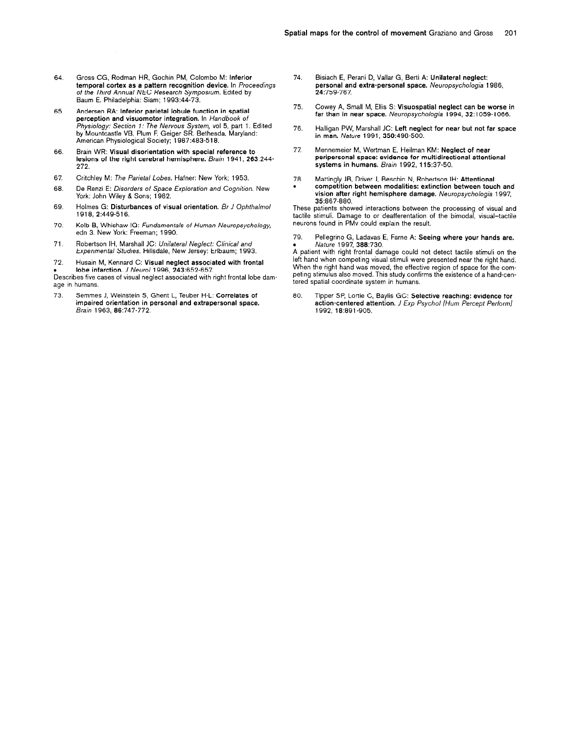64. Gross CG, Rodman HR, Gochin PM, Colombo M: **Inferior temporal cortex as a pattern recognition device.** In *Proceedings of the Third Annual NEC Research Symposium.* Edited by Baum E. Philadelphia: Siam; 1993:44-73.

65. Andersen RA: **Inferior parietal lobule function in spatial perception and visuomotor integration.** In *Handbook of Physiology: Section 1: The Nervous System,* vol 5, part 1. Edited by Mountcastle VB, Plum F, Geiger SR. Bethesda, Maryland: American Physiological Society; 1987:483-518.

66. Brain WR: **Visual disorientation with special reference to lesions of the right cerebral hemisphere.** *Brain* 1941, **263**:244-272.

67. Critchley M: *The Parietal Lobes.* Hafner: New York; 1953.

68. De Renzi E: *Disorders of Space Exploration and Cognition.* New York: John Wiley & Sons; 1982.

69. Holmes G: **Disturbances of visual orientation.** *Br J Ophthalmol* 1918, **2**:449-516.

70. Kolb B, Whishaw IQ: *Fundamentals of Human Neuropsychology,* edn 3. New York: Freeman; 1990.

71. Robertson IH, Marshall JC: *Unilateral Neglect: Clinical and Experimental Studies.* Hillsdale, New Jersey: Erlbaum; 1993.

72. • Husain M, Kennard C: **Visual neglect associated with frontal lobe infarction.** *J Neurol* 1996, **243**:652-657.

Describes five cases of visual neglect associated with right frontal lobe damage in humans.

73. Semmes J, Weinstein S, Ghent L, Teuber H-L: **Correlates of impaired orientation in personal and extrapersonal space.** *Brain* 1963, **86**:747-772.

74. Bisiach E, Perani D, Vallar G, Berti A: **Unilateral neglect: personal and extra-personal space.** *Neuropsychologia* 1986, **24**:759-767.

75. Cowey A, Small M, Ellis S: **Visuospatial neglect can be worse in far than in near space.** *Neuropsychologia* 1994, **32**:1059-1066.

76. Halligan PW, Marshall JC: **Left neglect for near but not far space in man.** *Nature* 1991, **350**:498-500.

77. Mennemeier M, Wertman E, Heilman KM: **Neglect of near peripersonal space: evidence for multidirectional attentional systems in humans.** *Brain* 1992, **115**:37-50.

78. • Mattingly JB, Driver J, Beschin N, Robertson IH: **Attentional competition between modalities: extinction between touch and vision after right hemisphere damage.** *Neuropsychologia* 1997, **35**:867-880.

These patients showed interactions between the processing of visual and tactile stimuli. Damage to or deafferentation of the bimodal, visual–tactile neurons found in PMv could explain the result.

79. • Pellegrino G, Ladavas E, Farne A: **Seeing where your hands are.** *Nature* 1997, **388**:730.

A patient with right frontal damage could not detect tactile stimuli on the left hand when competing visual stimuli were presented near the right hand. When the right hand was moved, the effective region of space for the competing stimulus also moved. This study confirms the existence of a hand-centered spatial coordinate system in humans.

80. Tipper SP, Lortie C, Baylis GC: **Selective reaching: evidence for action-centered attention.** *J Exp Psychol [Hum Percept Perform]* 1992, **18**:891-905.